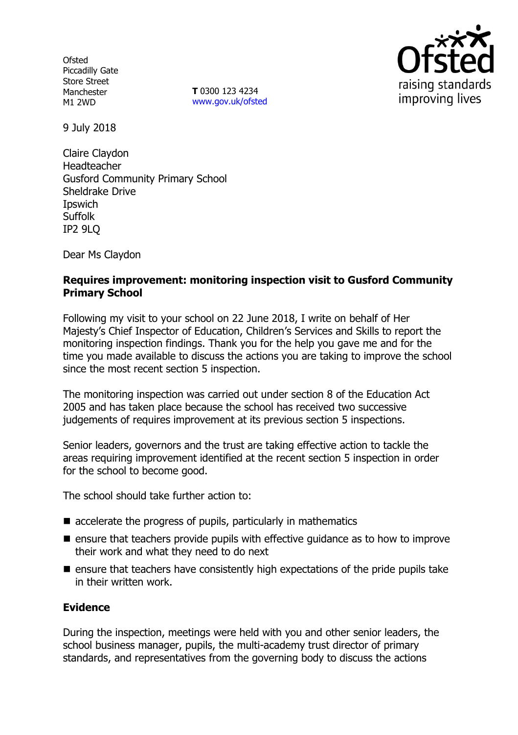Ofsted
Piccadilly Gate
Store Street
Manchester
M1 2WD

**T** 0300 123 4234
www.gov.uk/ofsted

9 July 2018

Claire Claydon
Headteacher
Gusford Community Primary School
Sheldrake Drive
Ipswich
Suffolk
IP2 9LQ

Dear Ms Claydon

**Requires improvement: monitoring inspection visit to Gusford Community Primary School**

Following my visit to your school on 22 June 2018, I write on behalf of Her Majesty's Chief Inspector of Education, Children's Services and Skills to report the monitoring inspection findings. Thank you for the help you gave me and for the time you made available to discuss the actions you are taking to improve the school since the most recent section 5 inspection.

The monitoring inspection was carried out under section 8 of the Education Act 2005 and has taken place because the school has received two successive judgements of requires improvement at its previous section 5 inspections.

Senior leaders, governors and the trust are taking effective action to tackle the areas requiring improvement identified at the recent section 5 inspection in order for the school to become good.

The school should take further action to:

- accelerate the progress of pupils, particularly in mathematics
- ensure that teachers provide pupils with effective guidance as to how to improve their work and what they need to do next
- ensure that teachers have consistently high expectations of the pride pupils take in their written work.

**Evidence**

During the inspection, meetings were held with you and other senior leaders, the school business manager, pupils, the multi-academy trust director of primary standards, and representatives from the governing body to discuss the actions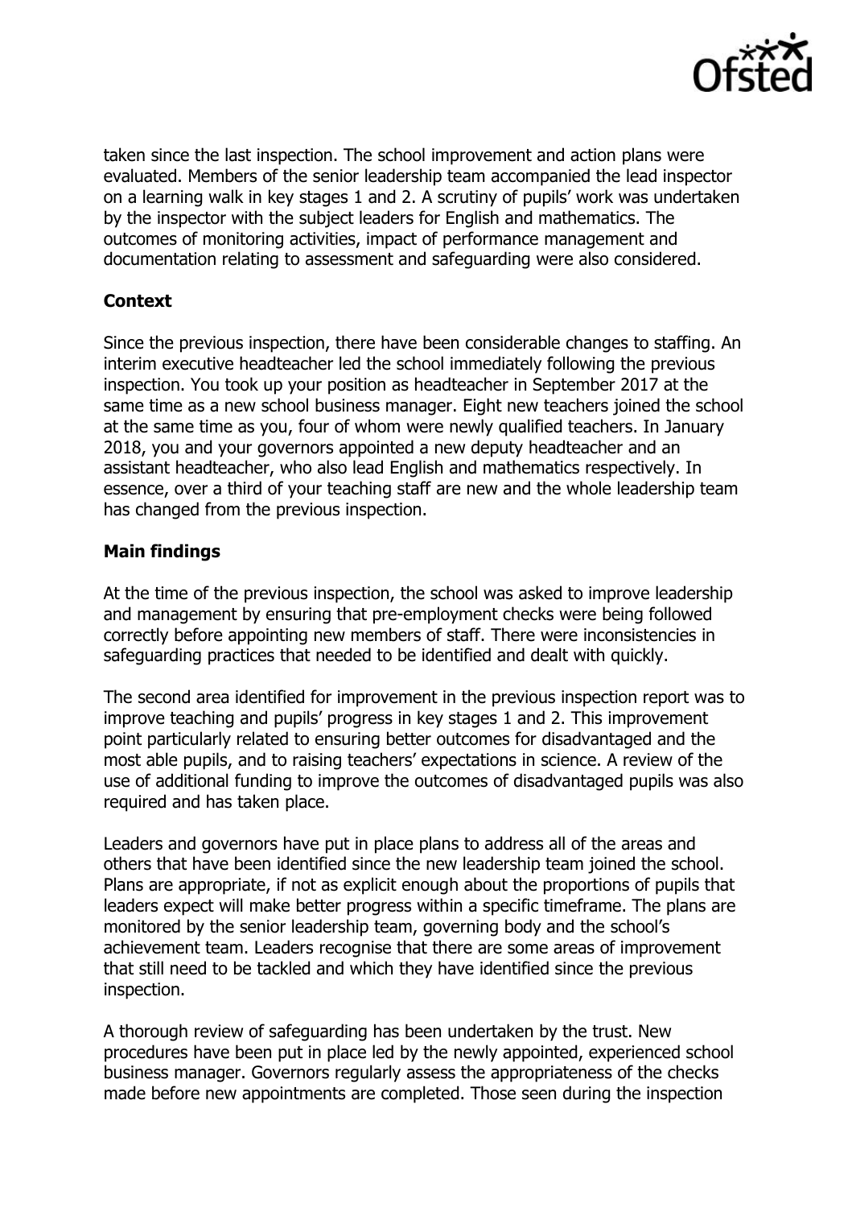taken since the last inspection. The school improvement and action plans were evaluated. Members of the senior leadership team accompanied the lead inspector on a learning walk in key stages 1 and 2. A scrutiny of pupils' work was undertaken by the inspector with the subject leaders for English and mathematics. The outcomes of monitoring activities, impact of performance management and documentation relating to assessment and safeguarding were also considered.

**Context**

Since the previous inspection, there have been considerable changes to staffing. An interim executive headteacher led the school immediately following the previous inspection. You took up your position as headteacher in September 2017 at the same time as a new school business manager. Eight new teachers joined the school at the same time as you, four of whom were newly qualified teachers. In January 2018, you and your governors appointed a new deputy headteacher and an assistant headteacher, who also lead English and mathematics respectively. In essence, over a third of your teaching staff are new and the whole leadership team has changed from the previous inspection.

**Main findings**

At the time of the previous inspection, the school was asked to improve leadership and management by ensuring that pre-employment checks were being followed correctly before appointing new members of staff. There were inconsistencies in safeguarding practices that needed to be identified and dealt with quickly.

The second area identified for improvement in the previous inspection report was to improve teaching and pupils' progress in key stages 1 and 2. This improvement point particularly related to ensuring better outcomes for disadvantaged and the most able pupils, and to raising teachers' expectations in science. A review of the use of additional funding to improve the outcomes of disadvantaged pupils was also required and has taken place.

Leaders and governors have put in place plans to address all of the areas and others that have been identified since the new leadership team joined the school. Plans are appropriate, if not as explicit enough about the proportions of pupils that leaders expect will make better progress within a specific timeframe. The plans are monitored by the senior leadership team, governing body and the school's achievement team. Leaders recognise that there are some areas of improvement that still need to be tackled and which they have identified since the previous inspection.

A thorough review of safeguarding has been undertaken by the trust. New procedures have been put in place led by the newly appointed, experienced school business manager. Governors regularly assess the appropriateness of the checks made before new appointments are completed. Those seen during the inspection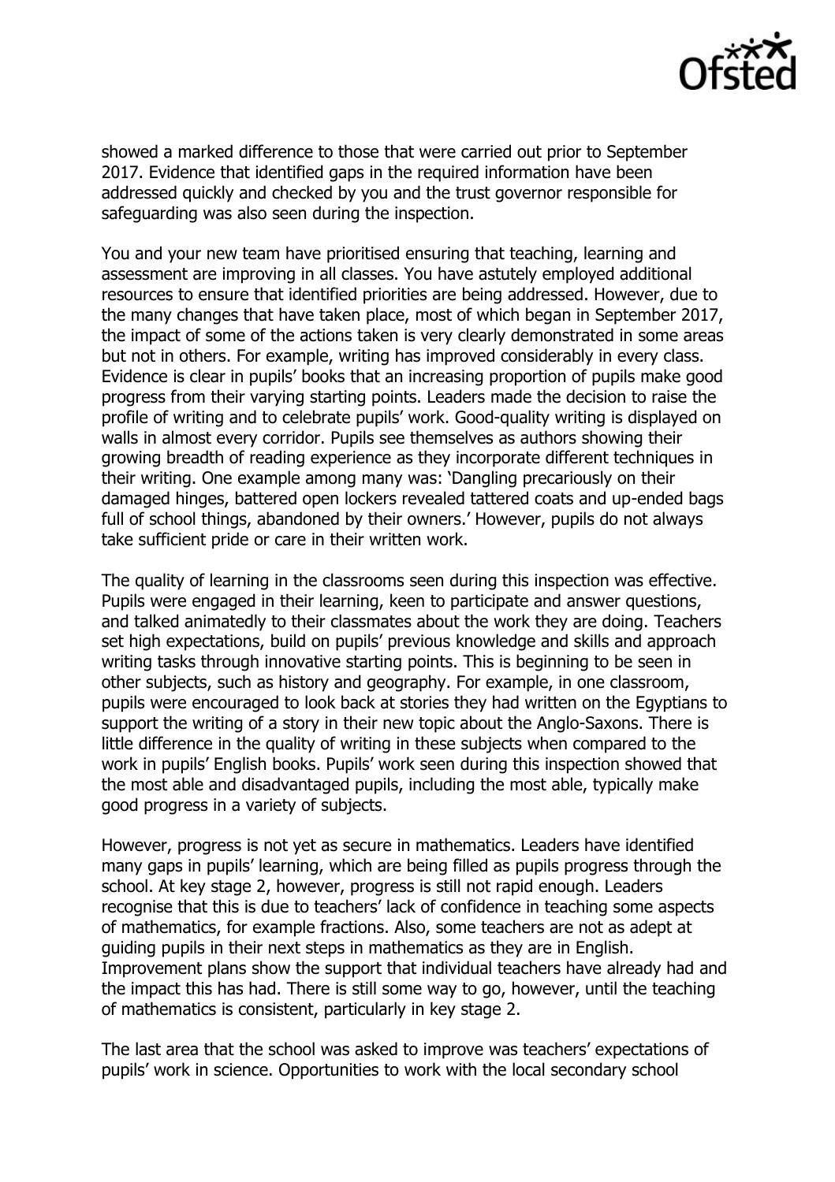showed a marked difference to those that were carried out prior to September 2017. Evidence that identified gaps in the required information have been addressed quickly and checked by you and the trust governor responsible for safeguarding was also seen during the inspection.

You and your new team have prioritised ensuring that teaching, learning and assessment are improving in all classes. You have astutely employed additional resources to ensure that identified priorities are being addressed. However, due to the many changes that have taken place, most of which began in September 2017, the impact of some of the actions taken is very clearly demonstrated in some areas but not in others. For example, writing has improved considerably in every class. Evidence is clear in pupils' books that an increasing proportion of pupils make good progress from their varying starting points. Leaders made the decision to raise the profile of writing and to celebrate pupils' work. Good-quality writing is displayed on walls in almost every corridor. Pupils see themselves as authors showing their growing breadth of reading experience as they incorporate different techniques in their writing. One example among many was: 'Dangling precariously on their damaged hinges, battered open lockers revealed tattered coats and up-ended bags full of school things, abandoned by their owners.' However, pupils do not always take sufficient pride or care in their written work.

The quality of learning in the classrooms seen during this inspection was effective. Pupils were engaged in their learning, keen to participate and answer questions, and talked animatedly to their classmates about the work they are doing. Teachers set high expectations, build on pupils' previous knowledge and skills and approach writing tasks through innovative starting points. This is beginning to be seen in other subjects, such as history and geography. For example, in one classroom, pupils were encouraged to look back at stories they had written on the Egyptians to support the writing of a story in their new topic about the Anglo-Saxons. There is little difference in the quality of writing in these subjects when compared to the work in pupils' English books. Pupils' work seen during this inspection showed that the most able and disadvantaged pupils, including the most able, typically make good progress in a variety of subjects.

However, progress is not yet as secure in mathematics. Leaders have identified many gaps in pupils' learning, which are being filled as pupils progress through the school. At key stage 2, however, progress is still not rapid enough. Leaders recognise that this is due to teachers' lack of confidence in teaching some aspects of mathematics, for example fractions. Also, some teachers are not as adept at guiding pupils in their next steps in mathematics as they are in English. Improvement plans show the support that individual teachers have already had and the impact this has had. There is still some way to go, however, until the teaching of mathematics is consistent, particularly in key stage 2.

The last area that the school was asked to improve was teachers' expectations of pupils' work in science. Opportunities to work with the local secondary school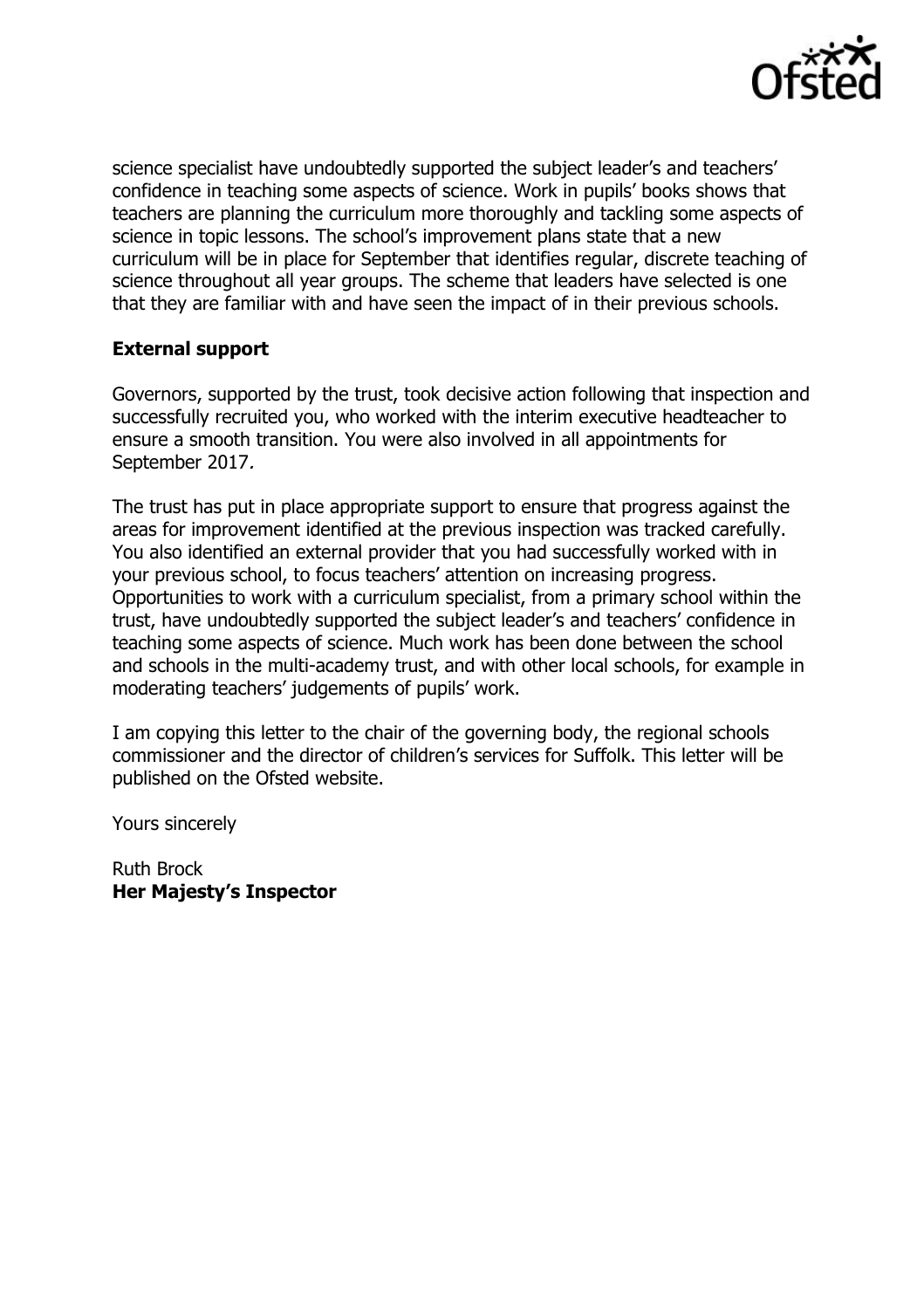science specialist have undoubtedly supported the subject leader's and teachers' confidence in teaching some aspects of science. Work in pupils' books shows that teachers are planning the curriculum more thoroughly and tackling some aspects of science in topic lessons. The school's improvement plans state that a new curriculum will be in place for September that identifies regular, discrete teaching of science throughout all year groups. The scheme that leaders have selected is one that they are familiar with and have seen the impact of in their previous schools.

**External support**

Governors, supported by the trust, took decisive action following that inspection and successfully recruited you, who worked with the interim executive headteacher to ensure a smooth transition. You were also involved in all appointments for September 2017.

The trust has put in place appropriate support to ensure that progress against the areas for improvement identified at the previous inspection was tracked carefully. You also identified an external provider that you had successfully worked with in your previous school, to focus teachers' attention on increasing progress. Opportunities to work with a curriculum specialist, from a primary school within the trust, have undoubtedly supported the subject leader's and teachers' confidence in teaching some aspects of science. Much work has been done between the school and schools in the multi-academy trust, and with other local schools, for example in moderating teachers' judgements of pupils' work.

I am copying this letter to the chair of the governing body, the regional schools commissioner and the director of children's services for Suffolk. This letter will be published on the Ofsted website.

Yours sincerely

Ruth Brock
**Her Majesty's Inspector**